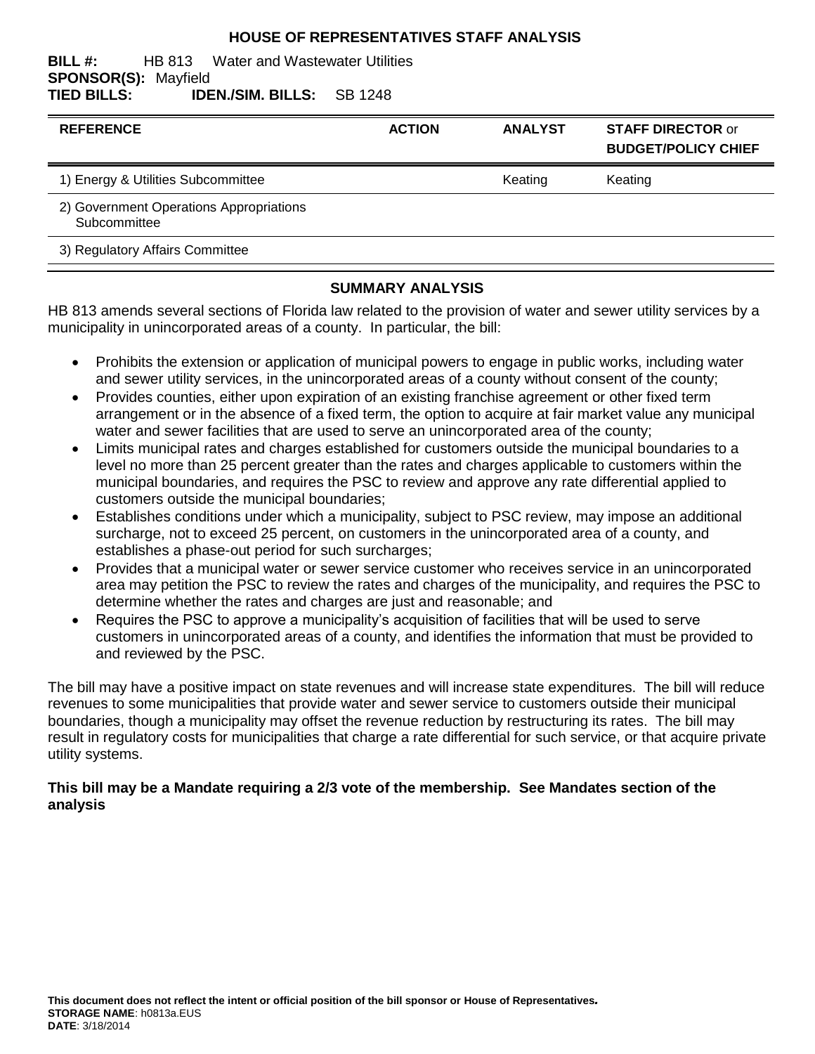**HOUSE OF REPRESENTATIVES STAFF ANALYSIS**

**BILL #:** HB 813 Water and Wastewater Utilities
**SPONSOR(S):** Mayfield
**TIED BILLS:** **IDEN./SIM. BILLS:** SB 1248

| REFERENCE | ACTION | ANALYST | STAFF DIRECTOR or BUDGET/POLICY CHIEF |
|---|---|---|---|
| 1) Energy & Utilities Subcommittee | | Keating | Keating |
| 2) Government Operations Appropriations Subcommittee | | | |
| 3) Regulatory Affairs Committee | | | |

## SUMMARY ANALYSIS

HB 813 amends several sections of Florida law related to the provision of water and sewer utility services by a municipality in unincorporated areas of a county. In particular, the bill:

- Prohibits the extension or application of municipal powers to engage in public works, including water and sewer utility services, in the unincorporated areas of a county without consent of the county;
- Provides counties, either upon expiration of an existing franchise agreement or other fixed term arrangement or in the absence of a fixed term, the option to acquire at fair market value any municipal water and sewer facilities that are used to serve an unincorporated area of the county;
- Limits municipal rates and charges established for customers outside the municipal boundaries to a level no more than 25 percent greater than the rates and charges applicable to customers within the municipal boundaries, and requires the PSC to review and approve any rate differential applied to customers outside the municipal boundaries;
- Establishes conditions under which a municipality, subject to PSC review, may impose an additional surcharge, not to exceed 25 percent, on customers in the unincorporated area of a county, and establishes a phase-out period for such surcharges;
- Provides that a municipal water or sewer service customer who receives service in an unincorporated area may petition the PSC to review the rates and charges of the municipality, and requires the PSC to determine whether the rates and charges are just and reasonable; and
- Requires the PSC to approve a municipality's acquisition of facilities that will be used to serve customers in unincorporated areas of a county, and identifies the information that must be provided to and reviewed by the PSC.

The bill may have a positive impact on state revenues and will increase state expenditures. The bill will reduce revenues to some municipalities that provide water and sewer service to customers outside their municipal boundaries, though a municipality may offset the revenue reduction by restructuring its rates. The bill may result in regulatory costs for municipalities that charge a rate differential for such service, or that acquire private utility systems.

**This bill may be a Mandate requiring a 2/3 vote of the membership. See Mandates section of the analysis**

**This document does not reflect the intent or official position of the bill sponsor or House of Representatives.**
**STORAGE NAME**: h0813a.EUS
**DATE**: 3/18/2014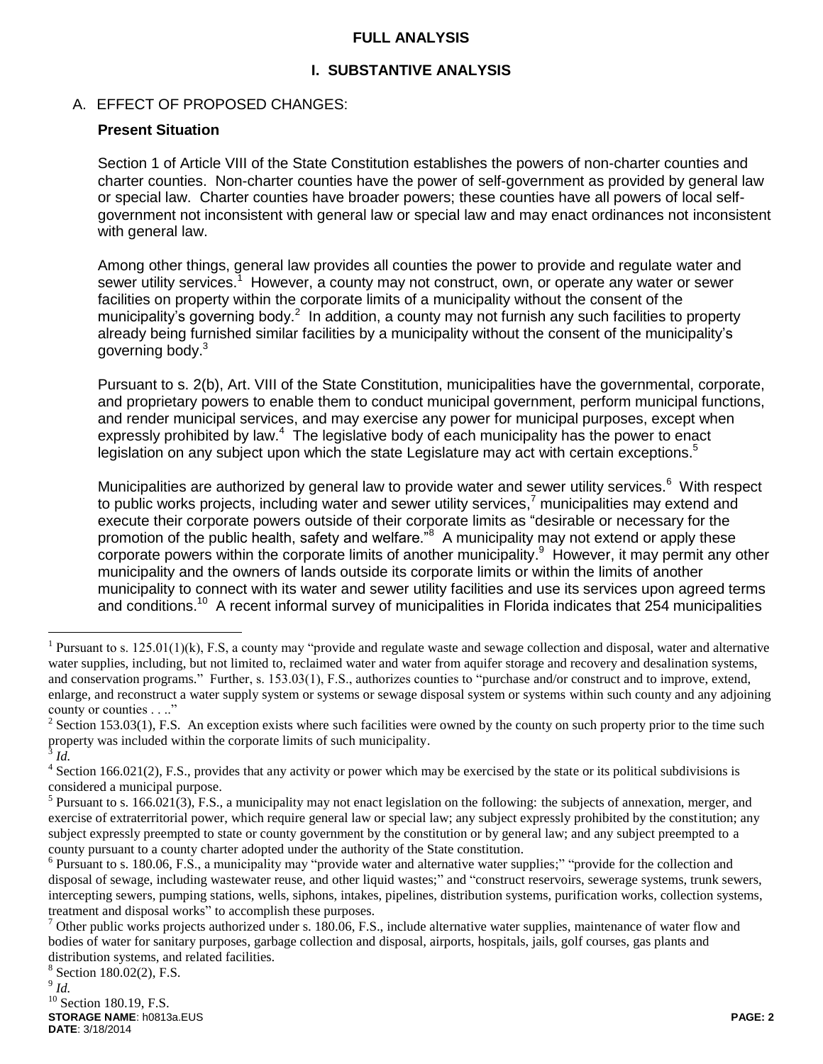## FULL ANALYSIS

### I. SUBSTANTIVE ANALYSIS

A. EFFECT OF PROPOSED CHANGES:

**Present Situation**

Section 1 of Article VIII of the State Constitution establishes the powers of non-charter counties and charter counties. Non-charter counties have the power of self-government as provided by general law or special law. Charter counties have broader powers; these counties have all powers of local self-government not inconsistent with general law or special law and may enact ordinances not inconsistent with general law.

Among other things, general law provides all counties the power to provide and regulate water and sewer utility services.[1] However, a county may not construct, own, or operate any water or sewer facilities on property within the corporate limits of a municipality without the consent of the municipality's governing body.[2] In addition, a county may not furnish any such facilities to property already being furnished similar facilities by a municipality without the consent of the municipality's governing body.[3]

Pursuant to s. 2(b), Art. VIII of the State Constitution, municipalities have the governmental, corporate, and proprietary powers to enable them to conduct municipal government, perform municipal functions, and render municipal services, and may exercise any power for municipal purposes, except when expressly prohibited by law.[4] The legislative body of each municipality has the power to enact legislation on any subject upon which the state Legislature may act with certain exceptions.[5]

Municipalities are authorized by general law to provide water and sewer utility services.[6] With respect to public works projects, including water and sewer utility services,[7] municipalities may extend and execute their corporate powers outside of their corporate limits as "desirable or necessary for the promotion of the public health, safety and welfare."[8] A municipality may not extend or apply these corporate powers within the corporate limits of another municipality.[9] However, it may permit any other municipality and the owners of lands outside its corporate limits or within the limits of another municipality to connect with its water and sewer utility facilities and use its services upon agreed terms and conditions.[10] A recent informal survey of municipalities in Florida indicates that 254 municipalities

---

[1] Pursuant to s. 125.01(1)(k), F.S, a county may "provide and regulate waste and sewage collection and disposal, water and alternative water supplies, including, but not limited to, reclaimed water and water from aquifer storage and recovery and desalination systems, and conservation programs." Further, s. 153.03(1), F.S., authorizes counties to "purchase and/or construct and to improve, extend, enlarge, and reconstruct a water supply system or systems or sewage disposal system or systems within such county and any adjoining county or counties . . .."

[2] Section 153.03(1), F.S. An exception exists where such facilities were owned by the county on such property prior to the time such property was included within the corporate limits of such municipality.

[3] *Id.*

[4] Section 166.021(2), F.S., provides that any activity or power which may be exercised by the state or its political subdivisions is considered a municipal purpose.

[5] Pursuant to s. 166.021(3), F.S., a municipality may not enact legislation on the following: the subjects of annexation, merger, and exercise of extraterritorial power, which require general law or special law; any subject expressly prohibited by the constitution; any subject expressly preempted to state or county government by the constitution or by general law; and any subject preempted to a county pursuant to a county charter adopted under the authority of the State constitution.

[6] Pursuant to s. 180.06, F.S., a municipality may "provide water and alternative water supplies;" "provide for the collection and disposal of sewage, including wastewater reuse, and other liquid wastes;" and "construct reservoirs, sewerage systems, trunk sewers, intercepting sewers, pumping stations, wells, siphons, intakes, pipelines, distribution systems, purification works, collection systems, treatment and disposal works" to accomplish these purposes.

[7] Other public works projects authorized under s. 180.06, F.S., include alternative water supplies, maintenance of water flow and bodies of water for sanitary purposes, garbage collection and disposal, airports, hospitals, jails, golf courses, gas plants and distribution systems, and related facilities.

[8] Section 180.02(2), F.S.

[9] *Id.*

[10] Section 180.19, F.S.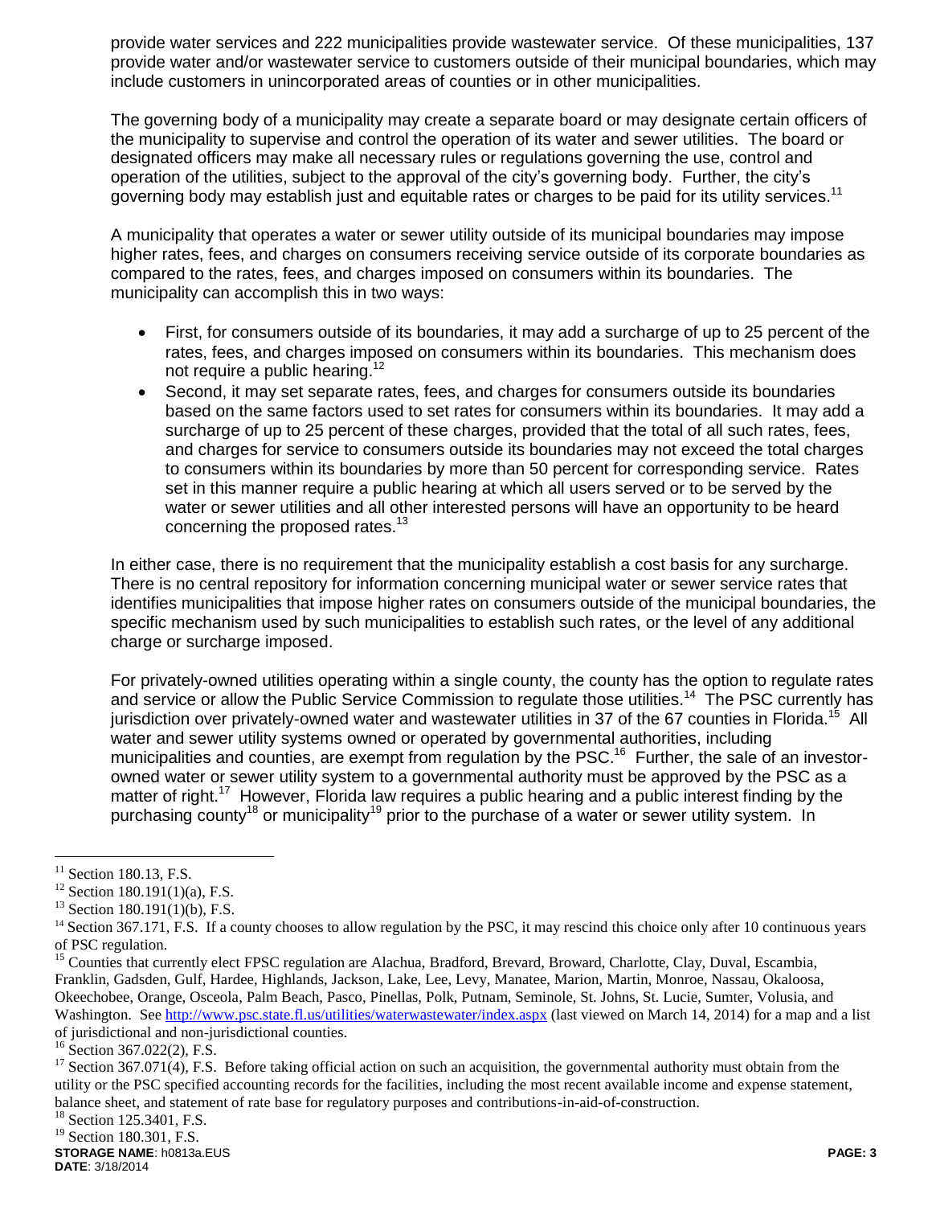provide water services and 222 municipalities provide wastewater service. Of these municipalities, 137 provide water and/or wastewater service to customers outside of their municipal boundaries, which may include customers in unincorporated areas of counties or in other municipalities.

The governing body of a municipality may create a separate board or may designate certain officers of the municipality to supervise and control the operation of its water and sewer utilities. The board or designated officers may make all necessary rules or regulations governing the use, control and operation of the utilities, subject to the approval of the city's governing body. Further, the city's governing body may establish just and equitable rates or charges to be paid for its utility services.[11]

A municipality that operates a water or sewer utility outside of its municipal boundaries may impose higher rates, fees, and charges on consumers receiving service outside of its corporate boundaries as compared to the rates, fees, and charges imposed on consumers within its boundaries. The municipality can accomplish this in two ways:

- First, for consumers outside of its boundaries, it may add a surcharge of up to 25 percent of the rates, fees, and charges imposed on consumers within its boundaries. This mechanism does not require a public hearing.[12]
- Second, it may set separate rates, fees, and charges for consumers outside its boundaries based on the same factors used to set rates for consumers within its boundaries. It may add a surcharge of up to 25 percent of these charges, provided that the total of all such rates, fees, and charges for service to consumers outside its boundaries may not exceed the total charges to consumers within its boundaries by more than 50 percent for corresponding service. Rates set in this manner require a public hearing at which all users served or to be served by the water or sewer utilities and all other interested persons will have an opportunity to be heard concerning the proposed rates.[13]

In either case, there is no requirement that the municipality establish a cost basis for any surcharge. There is no central repository for information concerning municipal water or sewer service rates that identifies municipalities that impose higher rates on consumers outside of the municipal boundaries, the specific mechanism used by such municipalities to establish such rates, or the level of any additional charge or surcharge imposed.

For privately-owned utilities operating within a single county, the county has the option to regulate rates and service or allow the Public Service Commission to regulate those utilities.[14] The PSC currently has jurisdiction over privately-owned water and wastewater utilities in 37 of the 67 counties in Florida.[15] All water and sewer utility systems owned or operated by governmental authorities, including municipalities and counties, are exempt from regulation by the PSC.[16] Further, the sale of an investor-owned water or sewer utility system to a governmental authority must be approved by the PSC as a matter of right.[17] However, Florida law requires a public hearing and a public interest finding by the purchasing county[18] or municipality[19] prior to the purchase of a water or sewer utility system. In

---

[11] Section 180.13, F.S.

[12] Section 180.191(1)(a), F.S.

[13] Section 180.191(1)(b), F.S.

[14] Section 367.171, F.S. If a county chooses to allow regulation by the PSC, it may rescind this choice only after 10 continuous years of PSC regulation.

[15] Counties that currently elect FPSC regulation are Alachua, Bradford, Brevard, Broward, Charlotte, Clay, Duval, Escambia, Franklin, Gadsden, Gulf, Hardee, Highlands, Jackson, Lake, Lee, Levy, Manatee, Marion, Martin, Monroe, Nassau, Okaloosa, Okeechobee, Orange, Osceola, Palm Beach, Pasco, Pinellas, Polk, Putnam, Seminole, St. Johns, St. Lucie, Sumter, Volusia, and Washington. See http://www.psc.state.fl.us/utilities/waterwastewater/index.aspx (last viewed on March 14, 2014) for a map and a list of jurisdictional and non-jurisdictional counties.

[16] Section 367.022(2), F.S.

[17] Section 367.071(4), F.S. Before taking official action on such an acquisition, the governmental authority must obtain from the utility or the PSC specified accounting records for the facilities, including the most recent available income and expense statement, balance sheet, and statement of rate base for regulatory purposes and contributions-in-aid-of-construction.

[18] Section 125.3401, F.S.

[19] Section 180.301, F.S.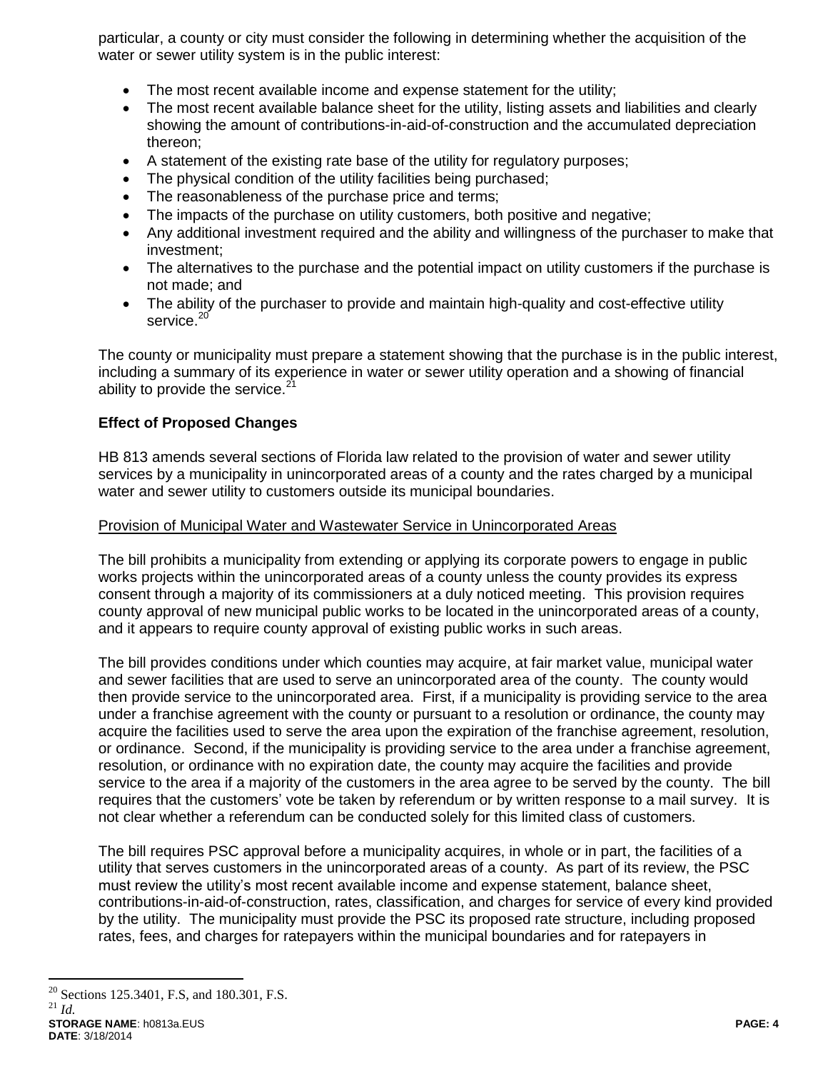particular, a county or city must consider the following in determining whether the acquisition of the water or sewer utility system is in the public interest:

- The most recent available income and expense statement for the utility;
- The most recent available balance sheet for the utility, listing assets and liabilities and clearly showing the amount of contributions-in-aid-of-construction and the accumulated depreciation thereon;
- A statement of the existing rate base of the utility for regulatory purposes;
- The physical condition of the utility facilities being purchased;
- The reasonableness of the purchase price and terms;
- The impacts of the purchase on utility customers, both positive and negative;
- Any additional investment required and the ability and willingness of the purchaser to make that investment;
- The alternatives to the purchase and the potential impact on utility customers if the purchase is not made; and
- The ability of the purchaser to provide and maintain high-quality and cost-effective utility service.[20]

The county or municipality must prepare a statement showing that the purchase is in the public interest, including a summary of its experience in water or sewer utility operation and a showing of financial ability to provide the service.[21]

**Effect of Proposed Changes**

HB 813 amends several sections of Florida law related to the provision of water and sewer utility services by a municipality in unincorporated areas of a county and the rates charged by a municipal water and sewer utility to customers outside its municipal boundaries.

Provision of Municipal Water and Wastewater Service in Unincorporated Areas

The bill prohibits a municipality from extending or applying its corporate powers to engage in public works projects within the unincorporated areas of a county unless the county provides its express consent through a majority of its commissioners at a duly noticed meeting. This provision requires county approval of new municipal public works to be located in the unincorporated areas of a county, and it appears to require county approval of existing public works in such areas.

The bill provides conditions under which counties may acquire, at fair market value, municipal water and sewer facilities that are used to serve an unincorporated area of the county. The county would then provide service to the unincorporated area. First, if a municipality is providing service to the area under a franchise agreement with the county or pursuant to a resolution or ordinance, the county may acquire the facilities used to serve the area upon the expiration of the franchise agreement, resolution, or ordinance. Second, if the municipality is providing service to the area under a franchise agreement, resolution, or ordinance with no expiration date, the county may acquire the facilities and provide service to the area if a majority of the customers in the area agree to be served by the county. The bill requires that the customers' vote be taken by referendum or by written response to a mail survey. It is not clear whether a referendum can be conducted solely for this limited class of customers.

The bill requires PSC approval before a municipality acquires, in whole or in part, the facilities of a utility that serves customers in the unincorporated areas of a county. As part of its review, the PSC must review the utility's most recent available income and expense statement, balance sheet, contributions-in-aid-of-construction, rates, classification, and charges for service of every kind provided by the utility. The municipality must provide the PSC its proposed rate structure, including proposed rates, fees, and charges for ratepayers within the municipal boundaries and for ratepayers in

[20] Sections 125.3401, F.S, and 180.301, F.S.

[21] *Id.*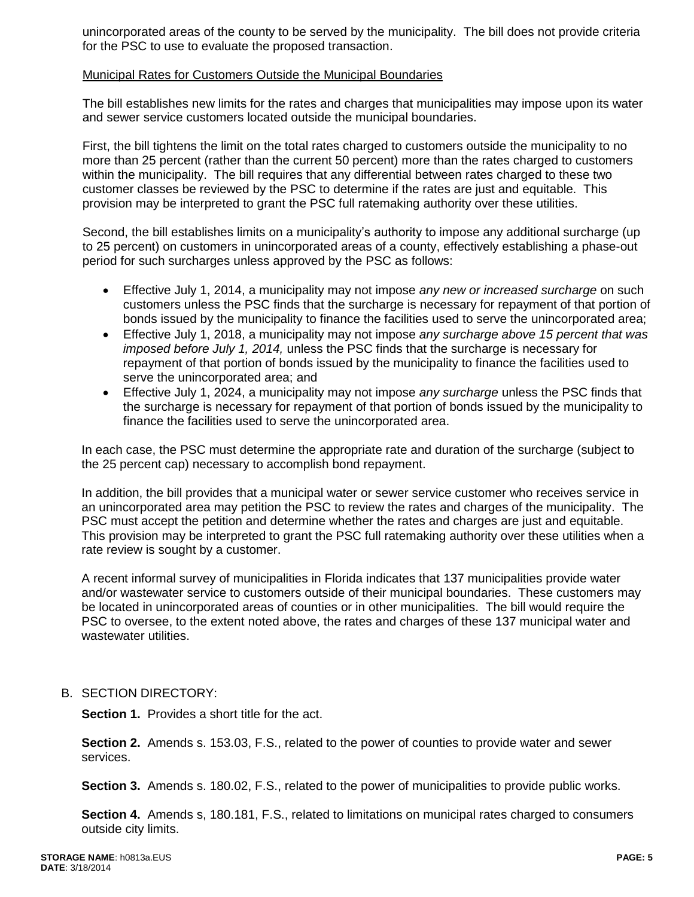unincorporated areas of the county to be served by the municipality. The bill does not provide criteria for the PSC to use to evaluate the proposed transaction.

Municipal Rates for Customers Outside the Municipal Boundaries

The bill establishes new limits for the rates and charges that municipalities may impose upon its water and sewer service customers located outside the municipal boundaries.

First, the bill tightens the limit on the total rates charged to customers outside the municipality to no more than 25 percent (rather than the current 50 percent) more than the rates charged to customers within the municipality. The bill requires that any differential between rates charged to these two customer classes be reviewed by the PSC to determine if the rates are just and equitable. This provision may be interpreted to grant the PSC full ratemaking authority over these utilities.

Second, the bill establishes limits on a municipality's authority to impose any additional surcharge (up to 25 percent) on customers in unincorporated areas of a county, effectively establishing a phase-out period for such surcharges unless approved by the PSC as follows:

- Effective July 1, 2014, a municipality may not impose *any new or increased surcharge* on such customers unless the PSC finds that the surcharge is necessary for repayment of that portion of bonds issued by the municipality to finance the facilities used to serve the unincorporated area;
- Effective July 1, 2018, a municipality may not impose *any surcharge above 15 percent that was imposed before July 1, 2014,* unless the PSC finds that the surcharge is necessary for repayment of that portion of bonds issued by the municipality to finance the facilities used to serve the unincorporated area; and
- Effective July 1, 2024, a municipality may not impose *any surcharge* unless the PSC finds that the surcharge is necessary for repayment of that portion of bonds issued by the municipality to finance the facilities used to serve the unincorporated area.

In each case, the PSC must determine the appropriate rate and duration of the surcharge (subject to the 25 percent cap) necessary to accomplish bond repayment.

In addition, the bill provides that a municipal water or sewer service customer who receives service in an unincorporated area may petition the PSC to review the rates and charges of the municipality. The PSC must accept the petition and determine whether the rates and charges are just and equitable. This provision may be interpreted to grant the PSC full ratemaking authority over these utilities when a rate review is sought by a customer.

A recent informal survey of municipalities in Florida indicates that 137 municipalities provide water and/or wastewater service to customers outside of their municipal boundaries. These customers may be located in unincorporated areas of counties or in other municipalities. The bill would require the PSC to oversee, to the extent noted above, the rates and charges of these 137 municipal water and wastewater utilities.

B. SECTION DIRECTORY:

**Section 1.** Provides a short title for the act.

**Section 2.** Amends s. 153.03, F.S., related to the power of counties to provide water and sewer services.

**Section 3.** Amends s. 180.02, F.S., related to the power of municipalities to provide public works.

**Section 4.** Amends s, 180.181, F.S., related to limitations on municipal rates charged to consumers outside city limits.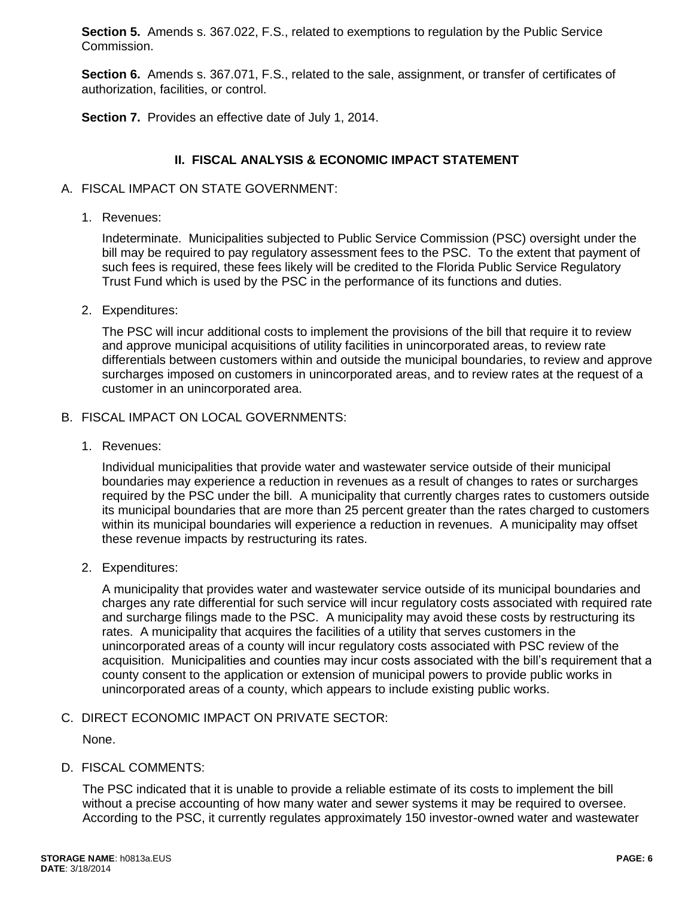**Section 5.** Amends s. 367.022, F.S., related to exemptions to regulation by the Public Service Commission.

**Section 6.** Amends s. 367.071, F.S., related to the sale, assignment, or transfer of certificates of authorization, facilities, or control.

**Section 7.** Provides an effective date of July 1, 2014.

## II. FISCAL ANALYSIS & ECONOMIC IMPACT STATEMENT

A. FISCAL IMPACT ON STATE GOVERNMENT:

1. Revenues:

   Indeterminate. Municipalities subjected to Public Service Commission (PSC) oversight under the bill may be required to pay regulatory assessment fees to the PSC. To the extent that payment of such fees is required, these fees likely will be credited to the Florida Public Service Regulatory Trust Fund which is used by the PSC in the performance of its functions and duties.

2. Expenditures:

   The PSC will incur additional costs to implement the provisions of the bill that require it to review and approve municipal acquisitions of utility facilities in unincorporated areas, to review rate differentials between customers within and outside the municipal boundaries, to review and approve surcharges imposed on customers in unincorporated areas, and to review rates at the request of a customer in an unincorporated area.

B. FISCAL IMPACT ON LOCAL GOVERNMENTS:

1. Revenues:

   Individual municipalities that provide water and wastewater service outside of their municipal boundaries may experience a reduction in revenues as a result of changes to rates or surcharges required by the PSC under the bill. A municipality that currently charges rates to customers outside its municipal boundaries that are more than 25 percent greater than the rates charged to customers within its municipal boundaries will experience a reduction in revenues. A municipality may offset these revenue impacts by restructuring its rates.

2. Expenditures:

   A municipality that provides water and wastewater service outside of its municipal boundaries and charges any rate differential for such service will incur regulatory costs associated with required rate and surcharge filings made to the PSC. A municipality may avoid these costs by restructuring its rates. A municipality that acquires the facilities of a utility that serves customers in the unincorporated areas of a county will incur regulatory costs associated with PSC review of the acquisition. Municipalities and counties may incur costs associated with the bill's requirement that a county consent to the application or extension of municipal powers to provide public works in unincorporated areas of a county, which appears to include existing public works.

C. DIRECT ECONOMIC IMPACT ON PRIVATE SECTOR:

   None.

D. FISCAL COMMENTS:

   The PSC indicated that it is unable to provide a reliable estimate of its costs to implement the bill without a precise accounting of how many water and sewer systems it may be required to oversee. According to the PSC, it currently regulates approximately 150 investor-owned water and wastewater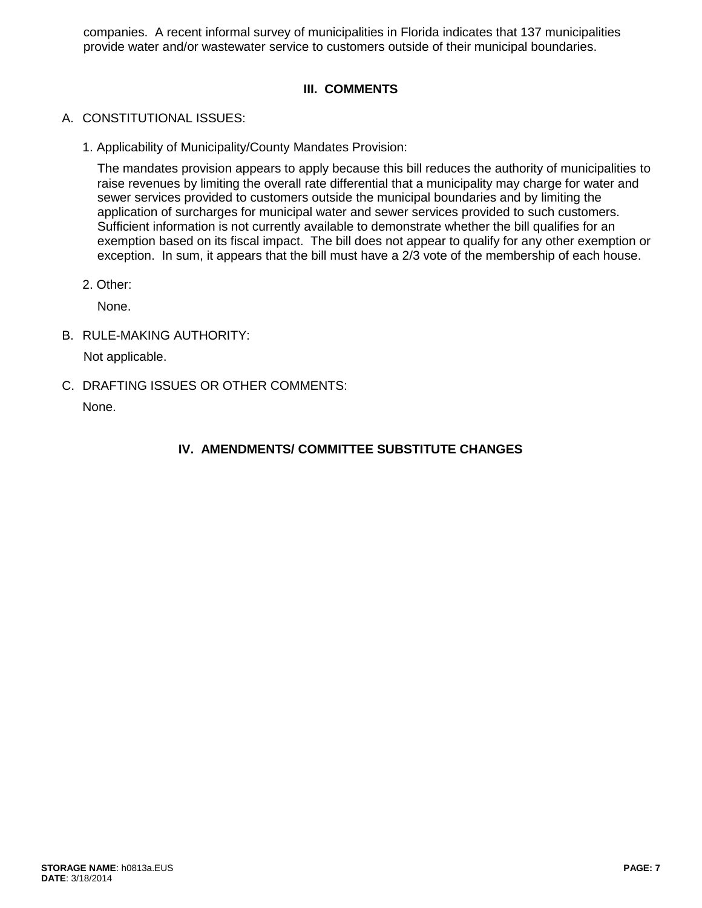companies. A recent informal survey of municipalities in Florida indicates that 137 municipalities provide water and/or wastewater service to customers outside of their municipal boundaries.

## III. COMMENTS

A. CONSTITUTIONAL ISSUES:

1. Applicability of Municipality/County Mandates Provision:

   The mandates provision appears to apply because this bill reduces the authority of municipalities to raise revenues by limiting the overall rate differential that a municipality may charge for water and sewer services provided to customers outside the municipal boundaries and by limiting the application of surcharges for municipal water and sewer services provided to such customers. Sufficient information is not currently available to demonstrate whether the bill qualifies for an exemption based on its fiscal impact. The bill does not appear to qualify for any other exemption or exception. In sum, it appears that the bill must have a 2/3 vote of the membership of each house.

2. Other:

   None.

B. RULE-MAKING AUTHORITY:

Not applicable.

C. DRAFTING ISSUES OR OTHER COMMENTS:

None.

## IV. AMENDMENTS/ COMMITTEE SUBSTITUTE CHANGES